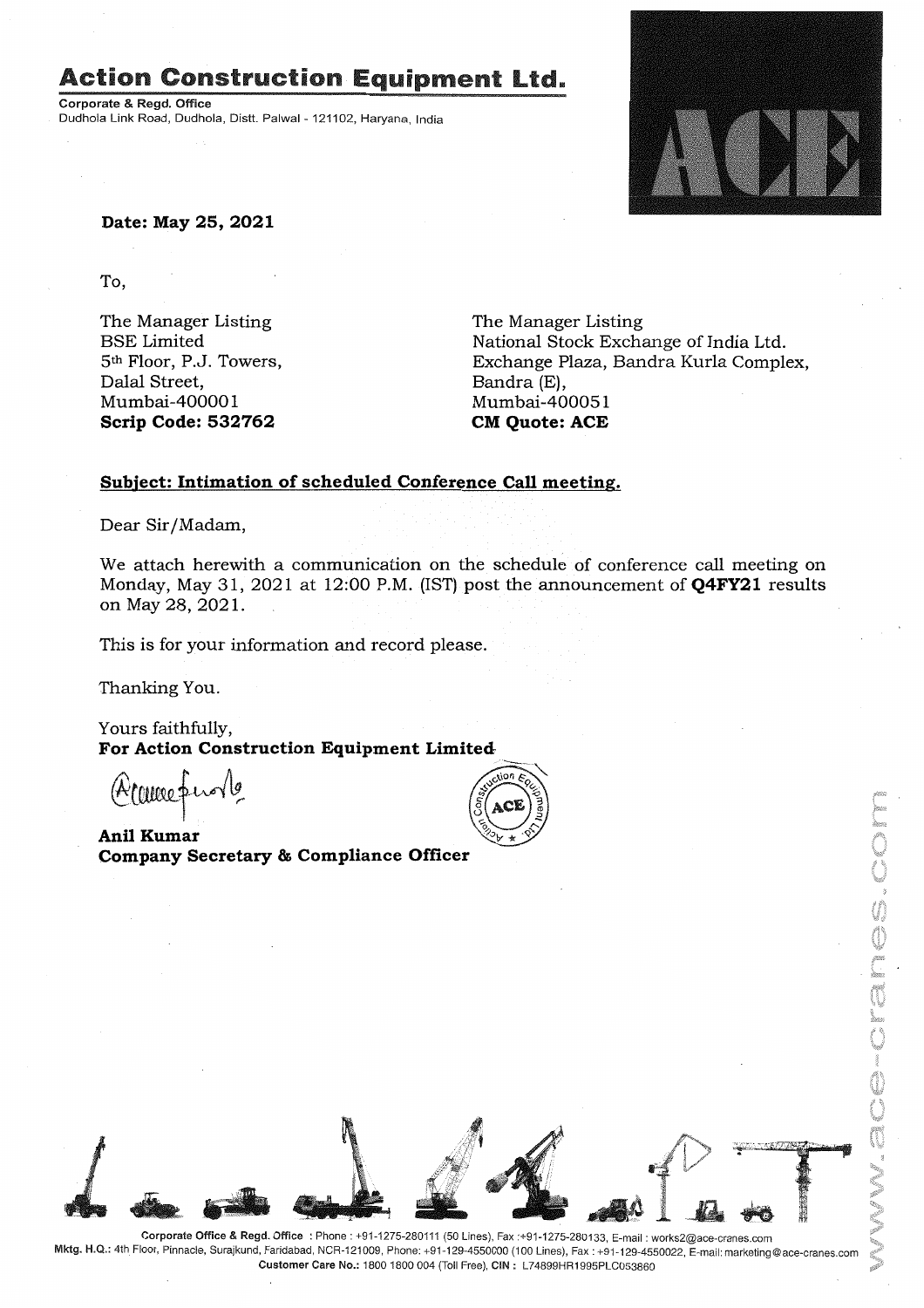# Action Construction Equipment Ltd.

**Corporate & Regd. Office**
Dudhola Link Road, Dudhola, Distt. Palwal - 121102, Haryana, India

**Date: May 25, 2021**

To,

The Manager Listing
BSE Limited
5th Floor, P.J. Towers,
Dalal Street,
Mumbai-400001
**Scrip Code: 532762**

The Manager Listing
National Stock Exchange of India Ltd.
Exchange Plaza, Bandra Kurla Complex,
Bandra (E),
Mumbai-400051
**CM Quote: ACE**

**Subject: Intimation of scheduled Conference Call meeting.**

Dear Sir/Madam,

We attach herewith a communication on the schedule of conference call meeting on Monday, May 31, 2021 at 12:00 P.M. (IST) post the announcement of **Q4FY21** results on May 28, 2021.

This is for your information and record please.

Thanking You.

Yours faithfully,
**For Action Construction Equipment Limited**

**Anil Kumar**
**Company Secretary & Compliance Officer**

Corporate Office & Regd. Office : Phone : +91-1275-280111 (50 Lines), Fax :+91-1275-280133, E-mail : works2@ace-cranes.com
Mktg. H.Q.: 4th Floor, Pinnacle, Surajkund, Faridabad, NCR-121009, Phone: +91-129-4550000 (100 Lines), Fax : +91-129-4550022, E-mail: marketing@ace-cranes.com
Customer Care No.: 1800 1800 004 (Toll Free), CIN : L74899HR1995PLC053860

www.ace-cranes.com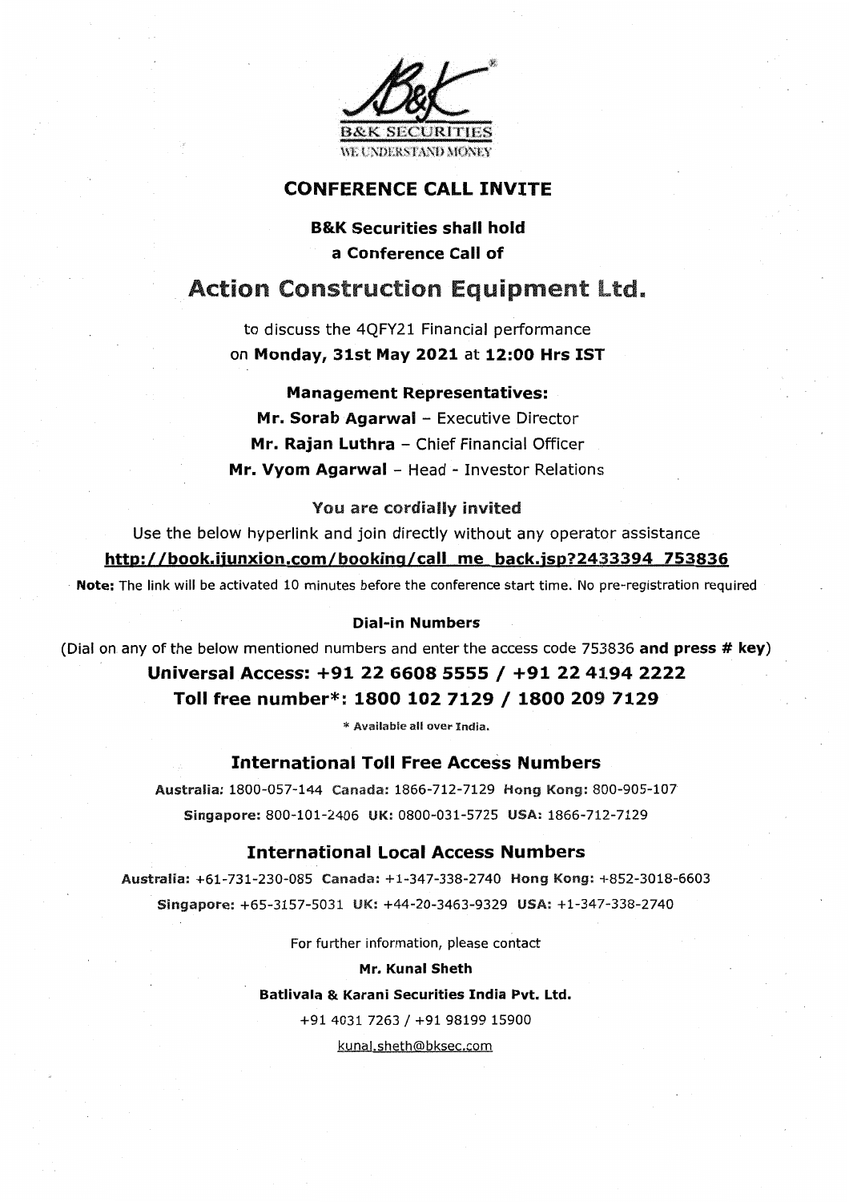B&K SECURITIES

WE UNDERSTAND MONEY

# CONFERENCE CALL INVITE

**B&K Securities shall hold**

**a Conference Call of**

## Action Construction Equipment Ltd.

to discuss the 4QFY21 Financial performance

on **Monday, 31st May 2021** at **12:00 Hrs IST**

**Management Representatives:**

**Mr. Sorab Agarwal** – Executive Director

**Mr. Rajan Luthra** – Chief Financial Officer

**Mr. Vyom Agarwal** - Head - Investor Relations

**You are cordially invited**

Use the below hyperlink and join directly without any operator assistance

**http://book.ijunxion.com/booking/call_me_back.jsp?2433394_753836**

**Note:** The link will be activated 10 minutes before the conference start time. No pre-registration required

**Dial-in Numbers**

(Dial on any of the below mentioned numbers and enter the access code 753836 **and press # key**)

**Universal Access: +91 22 6608 5555 / +91 22 4194 2222**

**Toll free number*: 1800 102 7129 / 1800 209 7129**

* Available all over India.

### International Toll Free Access Numbers

**Australia:** 1800-057-144 **Canada:** 1866-712-7129 **Hong Kong:** 800-905-107

**Singapore:** 800-101-2406 **UK:** 0800-031-5725 **USA:** 1866-712-7129

### International Local Access Numbers

**Australia:** +61-731-230-085 **Canada:** +1-347-338-2740 **Hong Kong:** +852-3018-6603

**Singapore:** +65-3157-5031 **UK:** +44-20-3463-9329 **USA:** +1-347-338-2740

For further information, please contact

**Mr. Kunal Sheth**

**Batlivala & Karani Securities India Pvt. Ltd.**

+91 4031 7263 / +91 98199 15900

kunal.sheth@bksec.com